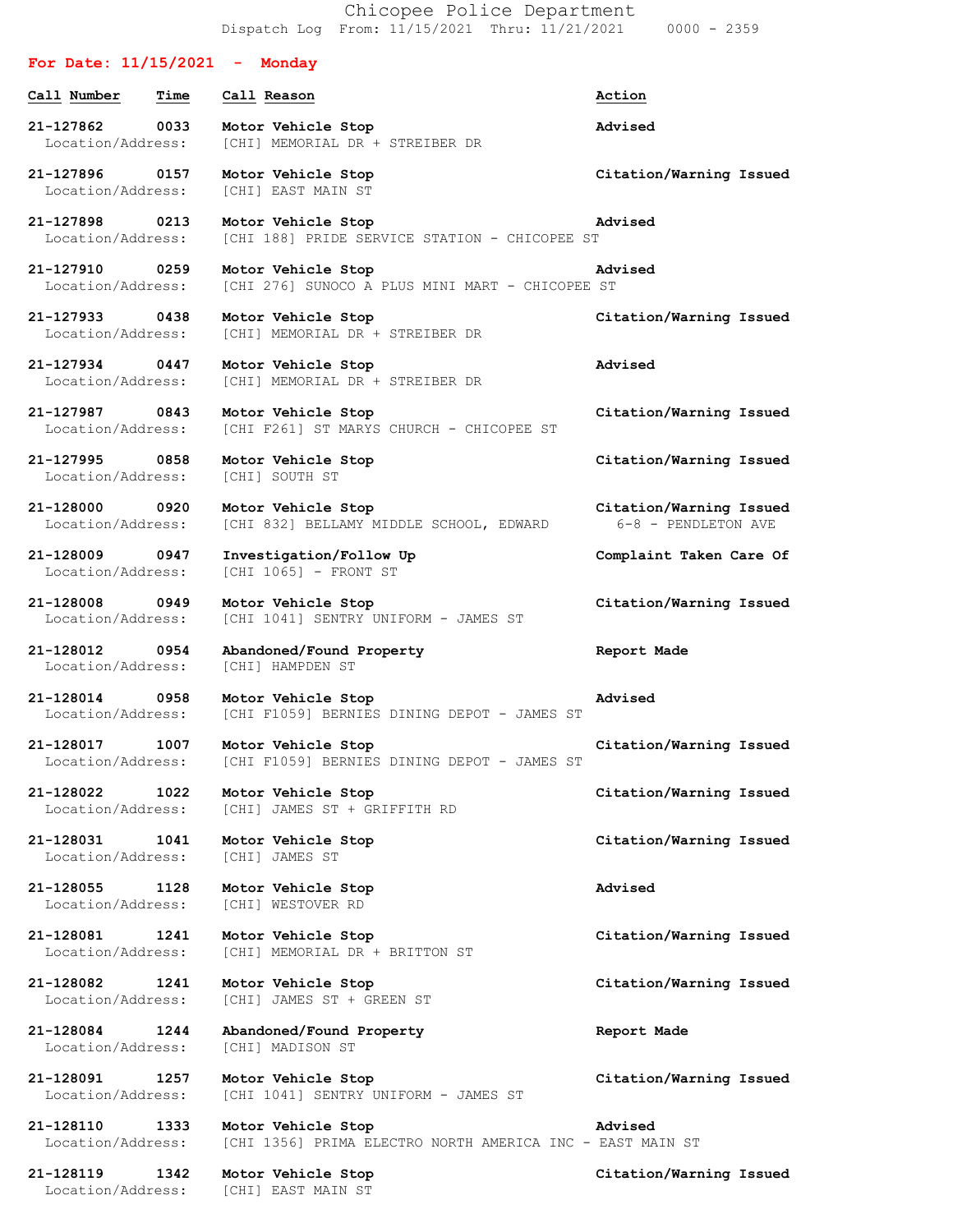# Chicopee Police Department

Dispatch Log From: 11/15/2021 Thru: 11/21/2021 0000 - 2359

## For Date: 11/15/2021 - Monday

| Call Number | Time | Call Reason | Action |
|---|---|---|---|
| 21-127862 | 0033 | Motor Vehicle Stop | Advised |
| Location/Address: | | [CHI] MEMORIAL DR + STREIBER DR | |
| 21-127896 | 0157 | Motor Vehicle Stop | Citation/Warning Issued |
| Location/Address: | | [CHI] EAST MAIN ST | |
| 21-127898 | 0213 | Motor Vehicle Stop | Advised |
| Location/Address: | | [CHI 188] PRIDE SERVICE STATION - CHICOPEE ST | |
| 21-127910 | 0259 | Motor Vehicle Stop | Advised |
| Location/Address: | | [CHI 276] SUNOCO A PLUS MINI MART - CHICOPEE ST | |
| 21-127933 | 0438 | Motor Vehicle Stop | Citation/Warning Issued |
| Location/Address: | | [CHI] MEMORIAL DR + STREIBER DR | |
| 21-127934 | 0447 | Motor Vehicle Stop | Advised |
| Location/Address: | | [CHI] MEMORIAL DR + STREIBER DR | |
| 21-127987 | 0843 | Motor Vehicle Stop | Citation/Warning Issued |
| Location/Address: | | [CHI F261] ST MARYS CHURCH - CHICOPEE ST | |
| 21-127995 | 0858 | Motor Vehicle Stop | Citation/Warning Issued |
| Location/Address: | | [CHI] SOUTH ST | |
| 21-128000 | 0920 | Motor Vehicle Stop | Citation/Warning Issued |
| Location/Address: | | [CHI 832] BELLAMY MIDDLE SCHOOL, EDWARD 6-8 - PENDLETON AVE | |
| 21-128009 | 0947 | Investigation/Follow Up | Complaint Taken Care Of |
| Location/Address: | | [CHI 1065] - FRONT ST | |
| 21-128008 | 0949 | Motor Vehicle Stop | Citation/Warning Issued |
| Location/Address: | | [CHI 1041] SENTRY UNIFORM - JAMES ST | |
| 21-128012 | 0954 | Abandoned/Found Property | Report Made |
| Location/Address: | | [CHI] HAMPDEN ST | |
| 21-128014 | 0958 | Motor Vehicle Stop | Advised |
| Location/Address: | | [CHI F1059] BERNIES DINING DEPOT - JAMES ST | |
| 21-128017 | 1007 | Motor Vehicle Stop | Citation/Warning Issued |
| Location/Address: | | [CHI F1059] BERNIES DINING DEPOT - JAMES ST | |
| 21-128022 | 1022 | Motor Vehicle Stop | Citation/Warning Issued |
| Location/Address: | | [CHI] JAMES ST + GRIFFITH RD | |
| 21-128031 | 1041 | Motor Vehicle Stop | Citation/Warning Issued |
| Location/Address: | | [CHI] JAMES ST | |
| 21-128055 | 1128 | Motor Vehicle Stop | Advised |
| Location/Address: | | [CHI] WESTOVER RD | |
| 21-128081 | 1241 | Motor Vehicle Stop | Citation/Warning Issued |
| Location/Address: | | [CHI] MEMORIAL DR + BRITTON ST | |
| 21-128082 | 1241 | Motor Vehicle Stop | Citation/Warning Issued |
| Location/Address: | | [CHI] JAMES ST + GREEN ST | |
| 21-128084 | 1244 | Abandoned/Found Property | Report Made |
| Location/Address: | | [CHI] MADISON ST | |
| 21-128091 | 1257 | Motor Vehicle Stop | Citation/Warning Issued |
| Location/Address: | | [CHI 1041] SENTRY UNIFORM - JAMES ST | |
| 21-128110 | 1333 | Motor Vehicle Stop | Advised |
| Location/Address: | | [CHI 1356] PRIMA ELECTRO NORTH AMERICA INC - EAST MAIN ST | |
| 21-128119 | 1342 | Motor Vehicle Stop | Citation/Warning Issued |
| Location/Address: | | [CHI] EAST MAIN ST | |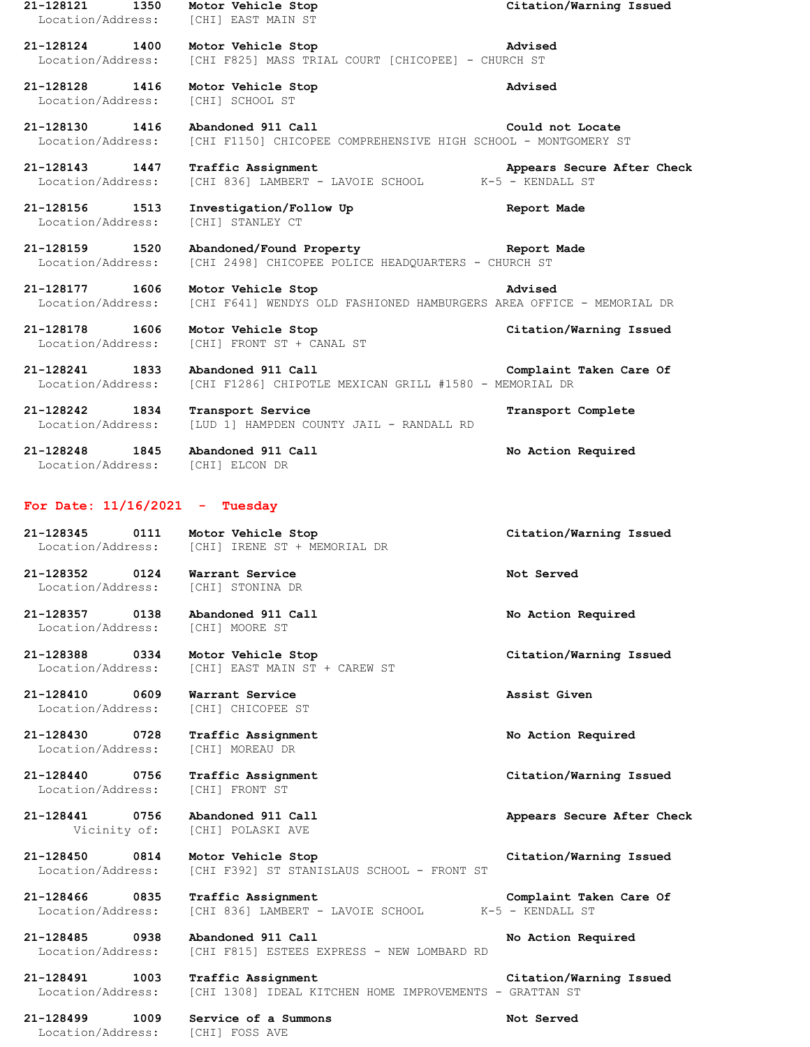**21-128121 1350 Motor Vehicle Stop** **Citation/Warning Issued**
Location/Address: [CHI] EAST MAIN ST

**21-128124 1400 Motor Vehicle Stop** **Advised**
Location/Address: [CHI F825] MASS TRIAL COURT [CHICOPEE] - CHURCH ST

**21-128128 1416 Motor Vehicle Stop** **Advised**
Location/Address: [CHI] SCHOOL ST

**21-128130 1416 Abandoned 911 Call** **Could not Locate**
Location/Address: [CHI F1150] CHICOPEE COMPREHENSIVE HIGH SCHOOL - MONTGOMERY ST

**21-128143 1447 Traffic Assignment** **Appears Secure After Check**
Location/Address: [CHI 836] LAMBERT - LAVOIE SCHOOL K-5 - KENDALL ST

**21-128156 1513 Investigation/Follow Up** **Report Made**
Location/Address: [CHI] STANLEY CT

**21-128159 1520 Abandoned/Found Property** **Report Made**
Location/Address: [CHI 2498] CHICOPEE POLICE HEADQUARTERS - CHURCH ST

**21-128177 1606 Motor Vehicle Stop** **Advised**
Location/Address: [CHI F641] WENDYS OLD FASHIONED HAMBURGERS AREA OFFICE - MEMORIAL DR

**21-128178 1606 Motor Vehicle Stop** **Citation/Warning Issued**
Location/Address: [CHI] FRONT ST + CANAL ST

**21-128241 1833 Abandoned 911 Call** **Complaint Taken Care Of**
Location/Address: [CHI F1286] CHIPOTLE MEXICAN GRILL #1580 - MEMORIAL DR

**21-128242 1834 Transport Service** **Transport Complete**
Location/Address: [LUD 1] HAMPDEN COUNTY JAIL - RANDALL RD

**21-128248 1845 Abandoned 911 Call** **No Action Required**
Location/Address: [CHI] ELCON DR

## For Date: 11/16/2021 - Tuesday

**21-128345 0111 Motor Vehicle Stop** **Citation/Warning Issued**
Location/Address: [CHI] IRENE ST + MEMORIAL DR

**21-128352 0124 Warrant Service** **Not Served**
Location/Address: [CHI] STONINA DR

**21-128357 0138 Abandoned 911 Call** **No Action Required**
Location/Address: [CHI] MOORE ST

**21-128388 0334 Motor Vehicle Stop** **Citation/Warning Issued**
Location/Address: [CHI] EAST MAIN ST + CAREW ST

**21-128410 0609 Warrant Service** **Assist Given**
Location/Address: [CHI] CHICOPEE ST

**21-128430 0728 Traffic Assignment** **No Action Required**
Location/Address: [CHI] MOREAU DR

**21-128440 0756 Traffic Assignment** **Citation/Warning Issued**
Location/Address: [CHI] FRONT ST

**21-128441 0756 Abandoned 911 Call** **Appears Secure After Check**
Vicinity of: [CHI] POLASKI AVE

**21-128450 0814 Motor Vehicle Stop** **Citation/Warning Issued**
Location/Address: [CHI F392] ST STANISLAUS SCHOOL - FRONT ST

**21-128466 0835 Traffic Assignment** **Complaint Taken Care Of**
Location/Address: [CHI 836] LAMBERT - LAVOIE SCHOOL K-5 - KENDALL ST

**21-128485 0938 Abandoned 911 Call** **No Action Required**
Location/Address: [CHI F815] ESTEES EXPRESS - NEW LOMBARD RD

**21-128491 1003 Traffic Assignment** **Citation/Warning Issued**
Location/Address: [CHI 1308] IDEAL KITCHEN HOME IMPROVEMENTS - GRATTAN ST

**21-128499 1009 Service of a Summons** **Not Served**
Location/Address: [CHI] FOSS AVE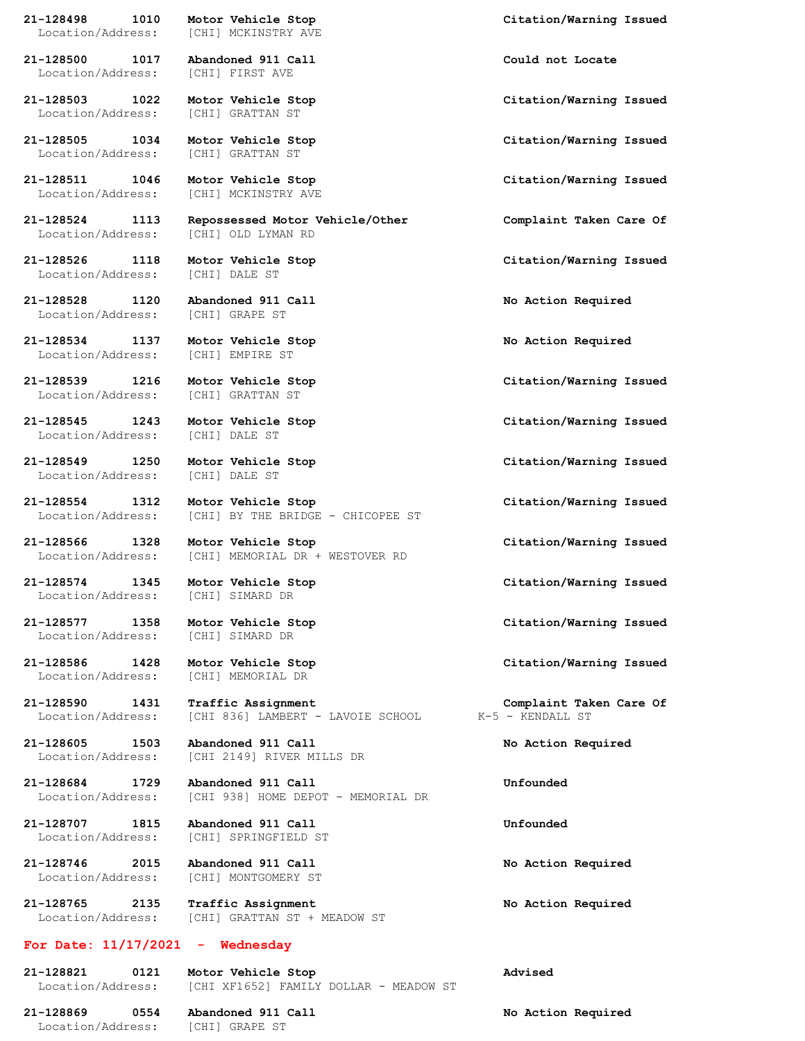**21-128498 1010 Motor Vehicle Stop** **Citation/Warning Issued**
Location/Address: [CHI] MCKINSTRY AVE

**21-128500 1017 Abandoned 911 Call** **Could not Locate**
Location/Address: [CHI] FIRST AVE

**21-128503 1022 Motor Vehicle Stop** **Citation/Warning Issued**
Location/Address: [CHI] GRATTAN ST

**21-128505 1034 Motor Vehicle Stop** **Citation/Warning Issued**
Location/Address: [CHI] GRATTAN ST

**21-128511 1046 Motor Vehicle Stop** **Citation/Warning Issued**
Location/Address: [CHI] MCKINSTRY AVE

**21-128524 1113 Repossessed Motor Vehicle/Other** **Complaint Taken Care Of**
Location/Address: [CHI] OLD LYMAN RD

**21-128526 1118 Motor Vehicle Stop** **Citation/Warning Issued**
Location/Address: [CHI] DALE ST

**21-128528 1120 Abandoned 911 Call** **No Action Required**
Location/Address: [CHI] GRAPE ST

**21-128534 1137 Motor Vehicle Stop** **No Action Required**
Location/Address: [CHI] EMPIRE ST

**21-128539 1216 Motor Vehicle Stop** **Citation/Warning Issued**
Location/Address: [CHI] GRATTAN ST

**21-128545 1243 Motor Vehicle Stop** **Citation/Warning Issued**
Location/Address: [CHI] DALE ST

**21-128549 1250 Motor Vehicle Stop** **Citation/Warning Issued**
Location/Address: [CHI] DALE ST

**21-128554 1312 Motor Vehicle Stop** **Citation/Warning Issued**
Location/Address: [CHI] BY THE BRIDGE - CHICOPEE ST

**21-128566 1328 Motor Vehicle Stop** **Citation/Warning Issued**
Location/Address: [CHI] MEMORIAL DR + WESTOVER RD

**21-128574 1345 Motor Vehicle Stop** **Citation/Warning Issued**
Location/Address: [CHI] SIMARD DR

**21-128577 1358 Motor Vehicle Stop** **Citation/Warning Issued**
Location/Address: [CHI] SIMARD DR

**21-128586 1428 Motor Vehicle Stop** **Citation/Warning Issued**
Location/Address: [CHI] MEMORIAL DR

**21-128590 1431 Traffic Assignment** **Complaint Taken Care Of**
Location/Address: [CHI 836] LAMBERT - LAVOIE SCHOOL K-5 - KENDALL ST

**21-128605 1503 Abandoned 911 Call** **No Action Required**
Location/Address: [CHI 2149] RIVER MILLS DR

**21-128684 1729 Abandoned 911 Call** **Unfounded**
Location/Address: [CHI 938] HOME DEPOT - MEMORIAL DR

**21-128707 1815 Abandoned 911 Call** **Unfounded**
Location/Address: [CHI] SPRINGFIELD ST

**21-128746 2015 Abandoned 911 Call** **No Action Required**
Location/Address: [CHI] MONTGOMERY ST

**21-128765 2135 Traffic Assignment** **No Action Required**
Location/Address: [CHI] GRATTAN ST + MEADOW ST

## For Date: 11/17/2021 - Wednesday

**21-128821 0121 Motor Vehicle Stop** **Advised**
Location/Address: [CHI XF1652] FAMILY DOLLAR - MEADOW ST

**21-128869 0554 Abandoned 911 Call** **No Action Required**
Location/Address: [CHI] GRAPE ST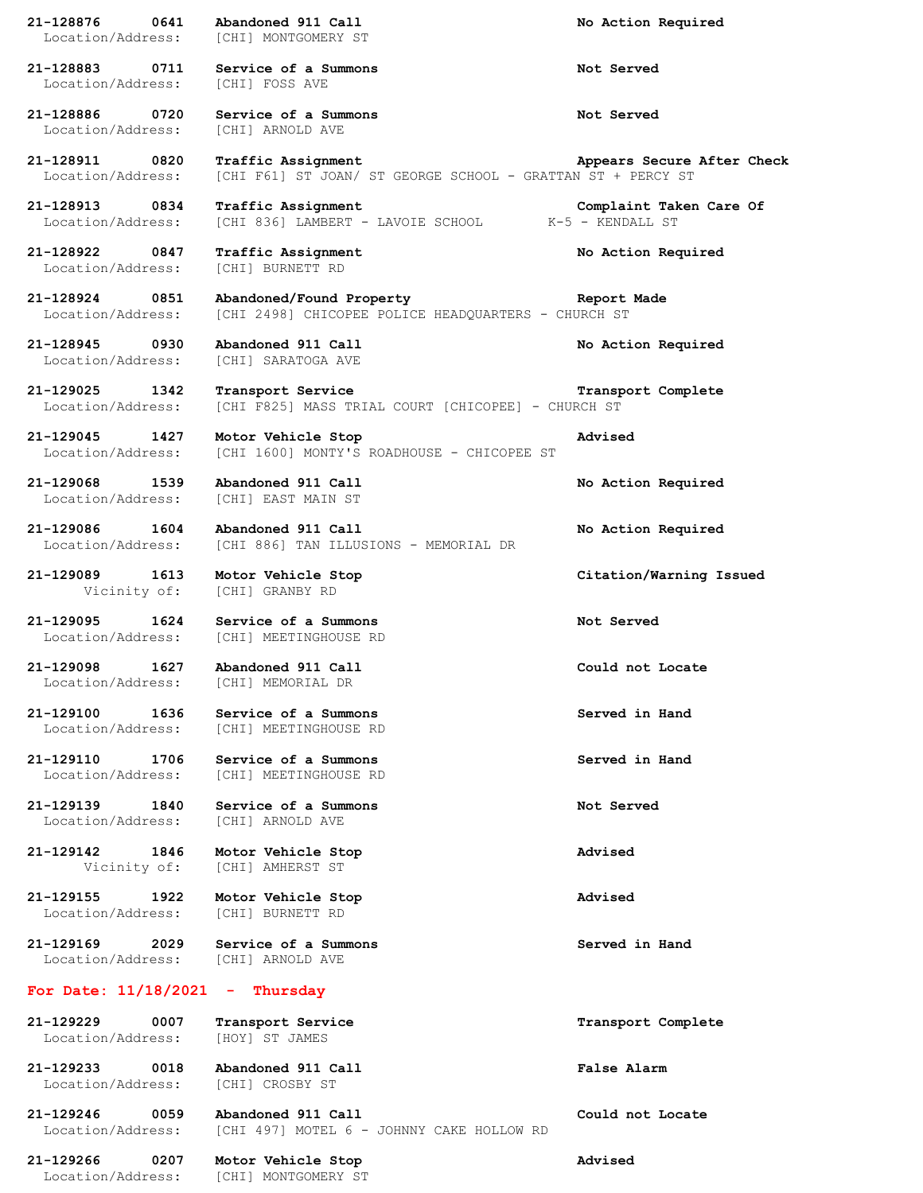**21-128876 0641 Abandoned 911 Call No Action Required**
Location/Address: [CHI] MONTGOMERY ST

**21-128883 0711 Service of a Summons Not Served**
Location/Address: [CHI] FOSS AVE

**21-128886 0720 Service of a Summons Not Served**
Location/Address: [CHI] ARNOLD AVE

**21-128911 0820 Traffic Assignment Appears Secure After Check**
Location/Address: [CHI F61] ST JOAN/ ST GEORGE SCHOOL - GRATTAN ST + PERCY ST

**21-128913 0834 Traffic Assignment Complaint Taken Care Of**
Location/Address: [CHI 836] LAMBERT - LAVOIE SCHOOL K-5 - KENDALL ST

**21-128922 0847 Traffic Assignment No Action Required**
Location/Address: [CHI] BURNETT RD

**21-128924 0851 Abandoned/Found Property Report Made**
Location/Address: [CHI 2498] CHICOPEE POLICE HEADQUARTERS - CHURCH ST

**21-128945 0930 Abandoned 911 Call No Action Required**
Location/Address: [CHI] SARATOGA AVE

**21-129025 1342 Transport Service Transport Complete**
Location/Address: [CHI F825] MASS TRIAL COURT [CHICOPEE] - CHURCH ST

**21-129045 1427 Motor Vehicle Stop Advised**
Location/Address: [CHI 1600] MONTY'S ROADHOUSE - CHICOPEE ST

**21-129068 1539 Abandoned 911 Call No Action Required**
Location/Address: [CHI] EAST MAIN ST

**21-129086 1604 Abandoned 911 Call No Action Required**
Location/Address: [CHI 886] TAN ILLUSIONS - MEMORIAL DR

**21-129089 1613 Motor Vehicle Stop Citation/Warning Issued**
Vicinity of: [CHI] GRANBY RD

**21-129095 1624 Service of a Summons Not Served**
Location/Address: [CHI] MEETINGHOUSE RD

**21-129098 1627 Abandoned 911 Call Could not Locate**
Location/Address: [CHI] MEMORIAL DR

**21-129100 1636 Service of a Summons Served in Hand**
Location/Address: [CHI] MEETINGHOUSE RD

**21-129110 1706 Service of a Summons Served in Hand**
Location/Address: [CHI] MEETINGHOUSE RD

**21-129139 1840 Service of a Summons Not Served**
Location/Address: [CHI] ARNOLD AVE

**21-129142 1846 Motor Vehicle Stop Advised**
Vicinity of: [CHI] AMHERST ST

**21-129155 1922 Motor Vehicle Stop Advised**
Location/Address: [CHI] BURNETT RD

**21-129169 2029 Service of a Summons Served in Hand**
Location/Address: [CHI] ARNOLD AVE

**For Date: 11/18/2021 - Thursday**

**21-129229 0007 Transport Service Transport Complete**
Location/Address: [HOY] ST JAMES

**21-129233 0018 Abandoned 911 Call False Alarm**
Location/Address: [CHI] CROSBY ST

**21-129246 0059 Abandoned 911 Call Could not Locate**
Location/Address: [CHI 497] MOTEL 6 - JOHNNY CAKE HOLLOW RD

**21-129266 0207 Motor Vehicle Stop Advised**
Location/Address: [CHI] MONTGOMERY ST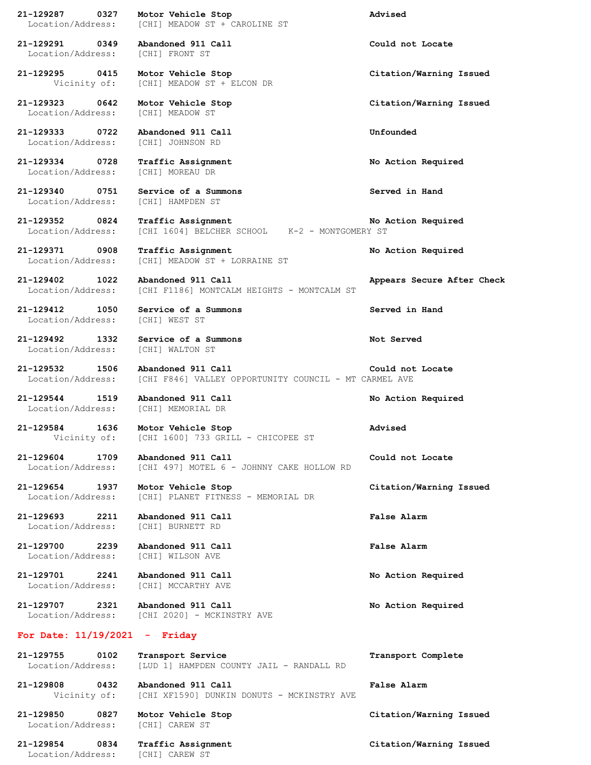**21-129287 0327 Motor Vehicle Stop** **Advised**
Location/Address: [CHI] MEADOW ST + CAROLINE ST

**21-129291 0349 Abandoned 911 Call** **Could not Locate**
Location/Address: [CHI] FRONT ST

**21-129295 0415 Motor Vehicle Stop** **Citation/Warning Issued**
Vicinity of: [CHI] MEADOW ST + ELCON DR

**21-129323 0642 Motor Vehicle Stop** **Citation/Warning Issued**
Location/Address: [CHI] MEADOW ST

**21-129333 0722 Abandoned 911 Call** **Unfounded**
Location/Address: [CHI] JOHNSON RD

**21-129334 0728 Traffic Assignment** **No Action Required**
Location/Address: [CHI] MOREAU DR

**21-129340 0751 Service of a Summons** **Served in Hand**
Location/Address: [CHI] HAMPDEN ST

**21-129352 0824 Traffic Assignment** **No Action Required**
Location/Address: [CHI 1604] BELCHER SCHOOL K-2 - MONTGOMERY ST

**21-129371 0908 Traffic Assignment** **No Action Required**
Location/Address: [CHI] MEADOW ST + LORRAINE ST

**21-129402 1022 Abandoned 911 Call** **Appears Secure After Check**
Location/Address: [CHI F1186] MONTCALM HEIGHTS - MONTCALM ST

**21-129412 1050 Service of a Summons** **Served in Hand**
Location/Address: [CHI] WEST ST

**21-129492 1332 Service of a Summons** **Not Served**
Location/Address: [CHI] WALTON ST

**21-129532 1506 Abandoned 911 Call** **Could not Locate**
Location/Address: [CHI F846] VALLEY OPPORTUNITY COUNCIL - MT CARMEL AVE

**21-129544 1519 Abandoned 911 Call** **No Action Required**
Location/Address: [CHI] MEMORIAL DR

**21-129584 1636 Motor Vehicle Stop** **Advised**
Vicinity of: [CHI 1600] 733 GRILL - CHICOPEE ST

**21-129604 1709 Abandoned 911 Call** **Could not Locate**
Location/Address: [CHI 497] MOTEL 6 - JOHNNY CAKE HOLLOW RD

**21-129654 1937 Motor Vehicle Stop** **Citation/Warning Issued**
Location/Address: [CHI] PLANET FITNESS - MEMORIAL DR

**21-129693 2211 Abandoned 911 Call** **False Alarm**
Location/Address: [CHI] BURNETT RD

**21-129700 2239 Abandoned 911 Call** **False Alarm**
Location/Address: [CHI] WILSON AVE

**21-129701 2241 Abandoned 911 Call** **No Action Required**
Location/Address: [CHI] MCCARTHY AVE

**21-129707 2321 Abandoned 911 Call** **No Action Required**
Location/Address: [CHI 2020] - MCKINSTRY AVE

## For Date: 11/19/2021 - Friday

**21-129755 0102 Transport Service** **Transport Complete**
Location/Address: [LUD 1] HAMPDEN COUNTY JAIL - RANDALL RD

**21-129808 0432 Abandoned 911 Call** **False Alarm**
Vicinity of: [CHI XF1590] DUNKIN DONUTS - MCKINSTRY AVE

**21-129850 0827 Motor Vehicle Stop** **Citation/Warning Issued**
Location/Address: [CHI] CAREW ST

**21-129854 0834 Traffic Assignment** **Citation/Warning Issued**
Location/Address: [CHI] CAREW ST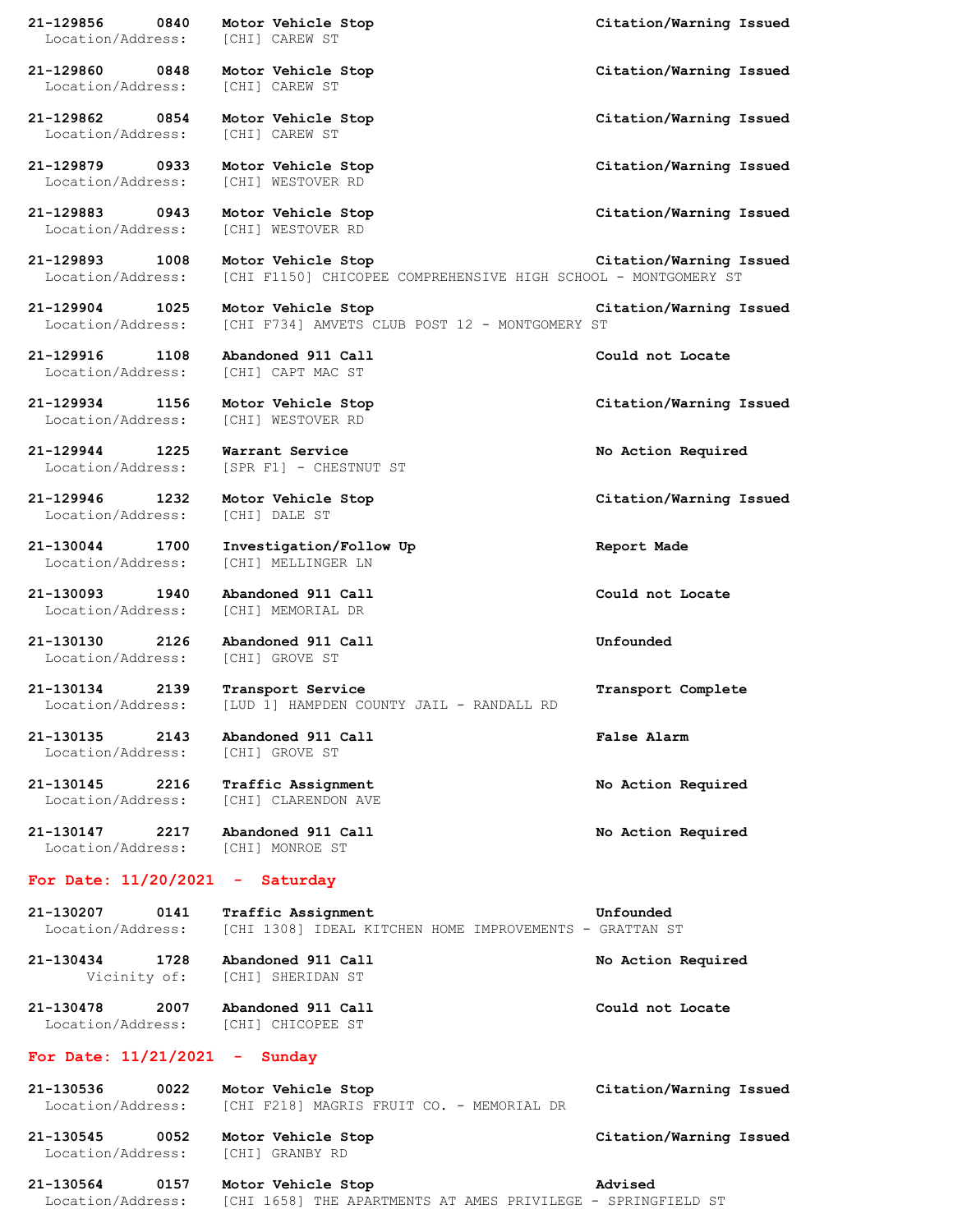**21-129856 0840 Motor Vehicle Stop** **Citation/Warning Issued**
Location/Address: [CHI] CAREW ST

**21-129860 0848 Motor Vehicle Stop** **Citation/Warning Issued**
Location/Address: [CHI] CAREW ST

**21-129862 0854 Motor Vehicle Stop** **Citation/Warning Issued**
Location/Address: [CHI] CAREW ST

**21-129879 0933 Motor Vehicle Stop** **Citation/Warning Issued**
Location/Address: [CHI] WESTOVER RD

**21-129883 0943 Motor Vehicle Stop** **Citation/Warning Issued**
Location/Address: [CHI] WESTOVER RD

**21-129893 1008 Motor Vehicle Stop** **Citation/Warning Issued**
Location/Address: [CHI F1150] CHICOPEE COMPREHENSIVE HIGH SCHOOL - MONTGOMERY ST

**21-129904 1025 Motor Vehicle Stop** **Citation/Warning Issued**
Location/Address: [CHI F734] AMVETS CLUB POST 12 - MONTGOMERY ST

**21-129916 1108 Abandoned 911 Call** **Could not Locate**
Location/Address: [CHI] CAPT MAC ST

**21-129934 1156 Motor Vehicle Stop** **Citation/Warning Issued**
Location/Address: [CHI] WESTOVER RD

**21-129944 1225 Warrant Service** **No Action Required**
Location/Address: [SPR F1] - CHESTNUT ST

**21-129946 1232 Motor Vehicle Stop** **Citation/Warning Issued**
Location/Address: [CHI] DALE ST

**21-130044 1700 Investigation/Follow Up** **Report Made**
Location/Address: [CHI] MELLINGER LN

**21-130093 1940 Abandoned 911 Call** **Could not Locate**
Location/Address: [CHI] MEMORIAL DR

**21-130130 2126 Abandoned 911 Call** **Unfounded**
Location/Address: [CHI] GROVE ST

**21-130134 2139 Transport Service** **Transport Complete**
Location/Address: [LUD 1] HAMPDEN COUNTY JAIL - RANDALL RD

**21-130135 2143 Abandoned 911 Call** **False Alarm**
Location/Address: [CHI] GROVE ST

**21-130145 2216 Traffic Assignment** **No Action Required**
Location/Address: [CHI] CLARENDON AVE

**21-130147 2217 Abandoned 911 Call** **No Action Required**
Location/Address: [CHI] MONROE ST

## For Date: 11/20/2021 - Saturday

**21-130207 0141 Traffic Assignment** **Unfounded**
Location/Address: [CHI 1308] IDEAL KITCHEN HOME IMPROVEMENTS - GRATTAN ST

**21-130434 1728 Abandoned 911 Call** **No Action Required**
Vicinity of: [CHI] SHERIDAN ST

**21-130478 2007 Abandoned 911 Call** **Could not Locate**
Location/Address: [CHI] CHICOPEE ST

## For Date: 11/21/2021 - Sunday

**21-130536 0022 Motor Vehicle Stop** **Citation/Warning Issued**
Location/Address: [CHI F218] MAGRIS FRUIT CO. - MEMORIAL DR

**21-130545 0052 Motor Vehicle Stop** **Citation/Warning Issued**
Location/Address: [CHI] GRANBY RD

**21-130564 0157 Motor Vehicle Stop** **Advised**
Location/Address: [CHI 1658] THE APARTMENTS AT AMES PRIVILEGE - SPRINGFIELD ST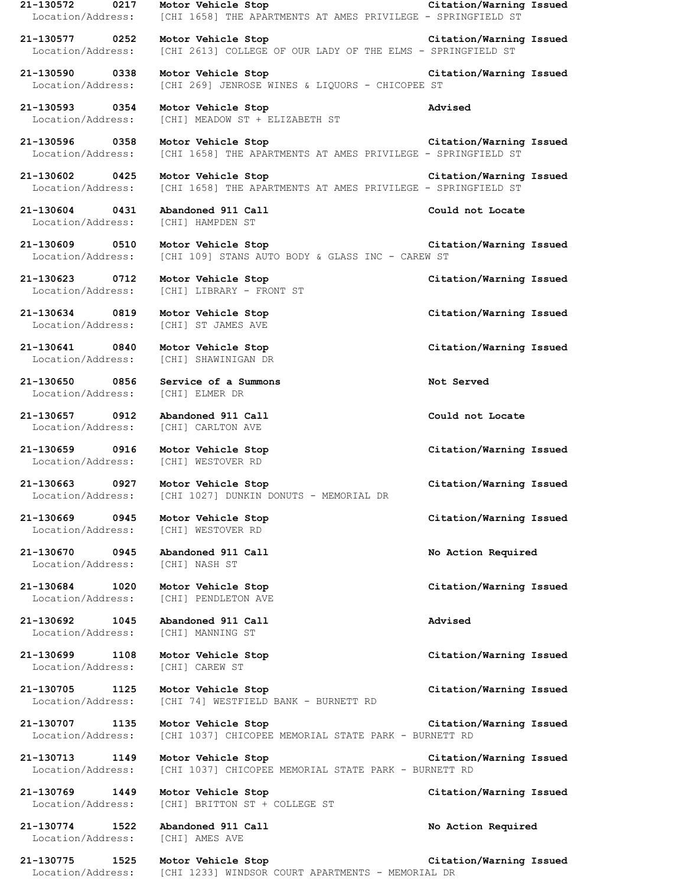**21-130572 0217 Motor Vehicle Stop Citation/Warning Issued**
Location/Address: [CHI 1658] THE APARTMENTS AT AMES PRIVILEGE - SPRINGFIELD ST

**21-130577 0252 Motor Vehicle Stop Citation/Warning Issued**
Location/Address: [CHI 2613] COLLEGE OF OUR LADY OF THE ELMS - SPRINGFIELD ST

**21-130590 0338 Motor Vehicle Stop Citation/Warning Issued**
Location/Address: [CHI 269] JENROSE WINES & LIQUORS - CHICOPEE ST

**21-130593 0354 Motor Vehicle Stop Advised**
Location/Address: [CHI] MEADOW ST + ELIZABETH ST

**21-130596 0358 Motor Vehicle Stop Citation/Warning Issued**
Location/Address: [CHI 1658] THE APARTMENTS AT AMES PRIVILEGE - SPRINGFIELD ST

**21-130602 0425 Motor Vehicle Stop Citation/Warning Issued**
Location/Address: [CHI 1658] THE APARTMENTS AT AMES PRIVILEGE - SPRINGFIELD ST

**21-130604 0431 Abandoned 911 Call Could not Locate**
Location/Address: [CHI] HAMPDEN ST

**21-130609 0510 Motor Vehicle Stop Citation/Warning Issued**
Location/Address: [CHI 109] STANS AUTO BODY & GLASS INC - CAREW ST

**21-130623 0712 Motor Vehicle Stop Citation/Warning Issued**
Location/Address: [CHI] LIBRARY - FRONT ST

**21-130634 0819 Motor Vehicle Stop Citation/Warning Issued**
Location/Address: [CHI] ST JAMES AVE

**21-130641 0840 Motor Vehicle Stop Citation/Warning Issued**
Location/Address: [CHI] SHAWINIGAN DR

**21-130650 0856 Service of a Summons Not Served**
Location/Address: [CHI] ELMER DR

**21-130657 0912 Abandoned 911 Call Could not Locate**
Location/Address: [CHI] CARLTON AVE

**21-130659 0916 Motor Vehicle Stop Citation/Warning Issued**
Location/Address: [CHI] WESTOVER RD

**21-130663 0927 Motor Vehicle Stop Citation/Warning Issued**
Location/Address: [CHI 1027] DUNKIN DONUTS - MEMORIAL DR

**21-130669 0945 Motor Vehicle Stop Citation/Warning Issued**
Location/Address: [CHI] WESTOVER RD

**21-130670 0945 Abandoned 911 Call No Action Required**
Location/Address: [CHI] NASH ST

**21-130684 1020 Motor Vehicle Stop Citation/Warning Issued**
Location/Address: [CHI] PENDLETON AVE

**21-130692 1045 Abandoned 911 Call Advised**
Location/Address: [CHI] MANNING ST

**21-130699 1108 Motor Vehicle Stop Citation/Warning Issued**
Location/Address: [CHI] CAREW ST

**21-130705 1125 Motor Vehicle Stop Citation/Warning Issued**
Location/Address: [CHI 74] WESTFIELD BANK - BURNETT RD

**21-130707 1135 Motor Vehicle Stop Citation/Warning Issued**
Location/Address: [CHI 1037] CHICOPEE MEMORIAL STATE PARK - BURNETT RD

**21-130713 1149 Motor Vehicle Stop Citation/Warning Issued**
Location/Address: [CHI 1037] CHICOPEE MEMORIAL STATE PARK - BURNETT RD

**21-130769 1449 Motor Vehicle Stop Citation/Warning Issued**
Location/Address: [CHI] BRITTON ST + COLLEGE ST

**21-130774 1522 Abandoned 911 Call No Action Required**
Location/Address: [CHI] AMES AVE

**21-130775 1525 Motor Vehicle Stop Citation/Warning Issued**
Location/Address: [CHI 1233] WINDSOR COURT APARTMENTS - MEMORIAL DR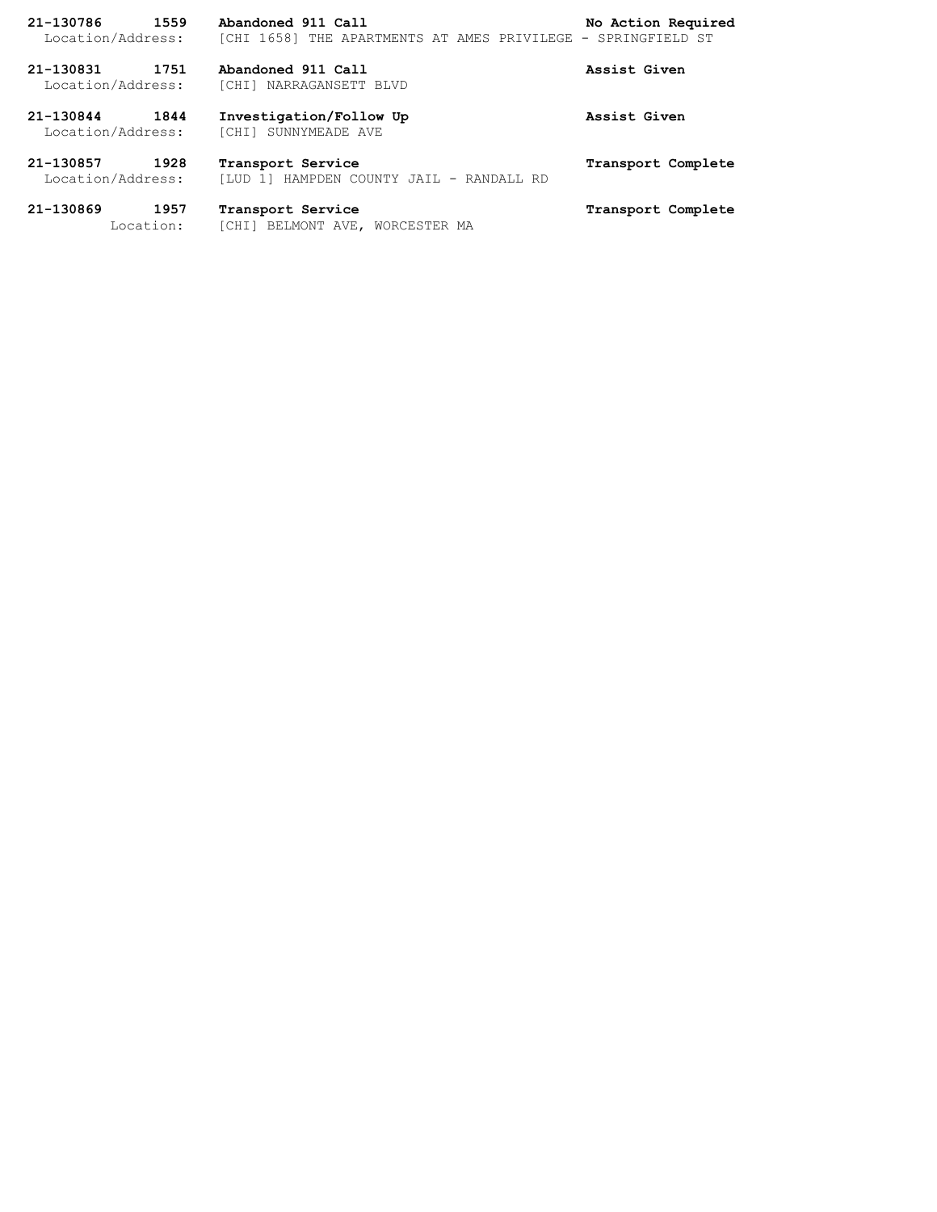**21-130786 1559 Abandoned 911 Call** **No Action Required**
Location/Address: [CHI 1658] THE APARTMENTS AT AMES PRIVILEGE - SPRINGFIELD ST

**21-130831 1751 Abandoned 911 Call** **Assist Given**
Location/Address: [CHI] NARRAGANSETT BLVD

**21-130844 1844 Investigation/Follow Up** **Assist Given**
Location/Address: [CHI] SUNNYMEADE AVE

**21-130857 1928 Transport Service** **Transport Complete**
Location/Address: [LUD 1] HAMPDEN COUNTY JAIL - RANDALL RD

**21-130869 1957 Transport Service** **Transport Complete**
Location: [CHI] BELMONT AVE, WORCESTER MA